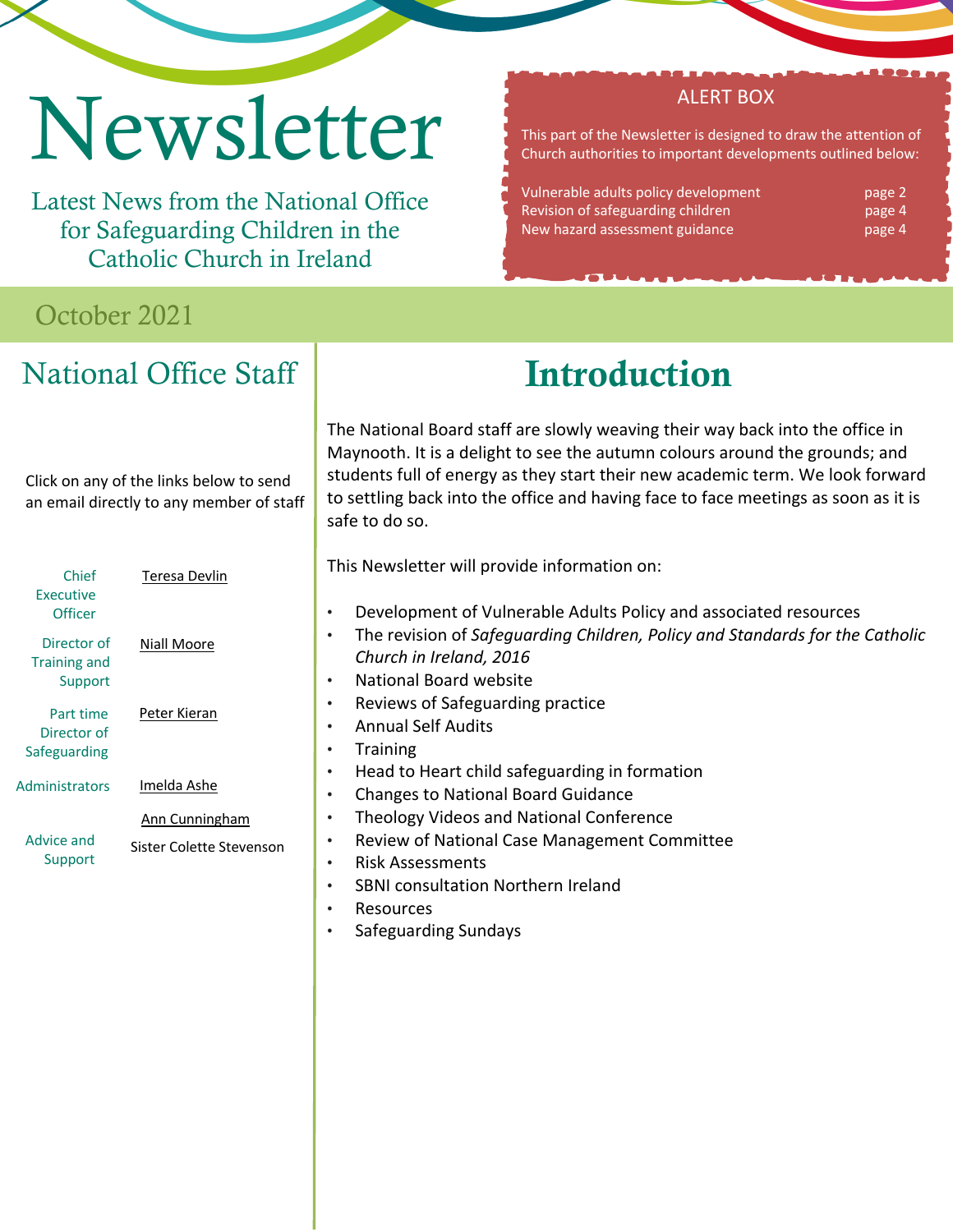# Newsletter

Latest News from the National Office for Safeguarding Children in the Catholic Church in Ireland

**ALERT BOX**

This part of the Newsletter is designed to draw the attention of Church authorities to important developments outlined below:

| | |
|---|---|
| Vulnerable adults policy development | page 2 |
| Revision of safeguarding children | page 4 |
| New hazard assessment guidance | page 4 |

October 2021

## National Office Staff

Click on any of the links below to send an email directly to any member of staff

| | |
|---|---|
| Chief Executive Officer | Teresa Devlin |
| Director of Training and Support | Niall Moore |
| Part time Director of Safeguarding | Peter Kieran |
| Administrators | Imelda Ashe |
| | Ann Cunningham |
| Advice and Support | Sister Colette Stevenson |

## Introduction

The National Board staff are slowly weaving their way back into the office in Maynooth. It is a delight to see the autumn colours around the grounds; and students full of energy as they start their new academic term. We look forward to settling back into the office and having face to face meetings as soon as it is safe to do so.

This Newsletter will provide information on:

- Development of Vulnerable Adults Policy and associated resources
- The revision of *Safeguarding Children, Policy and Standards for the Catholic Church in Ireland, 2016*
- National Board website
- Reviews of Safeguarding practice
- Annual Self Audits
- Training
- Head to Heart child safeguarding in formation
- Changes to National Board Guidance
- Theology Videos and National Conference
- Review of National Case Management Committee
- Risk Assessments
- SBNI consultation Northern Ireland
- Resources
- Safeguarding Sundays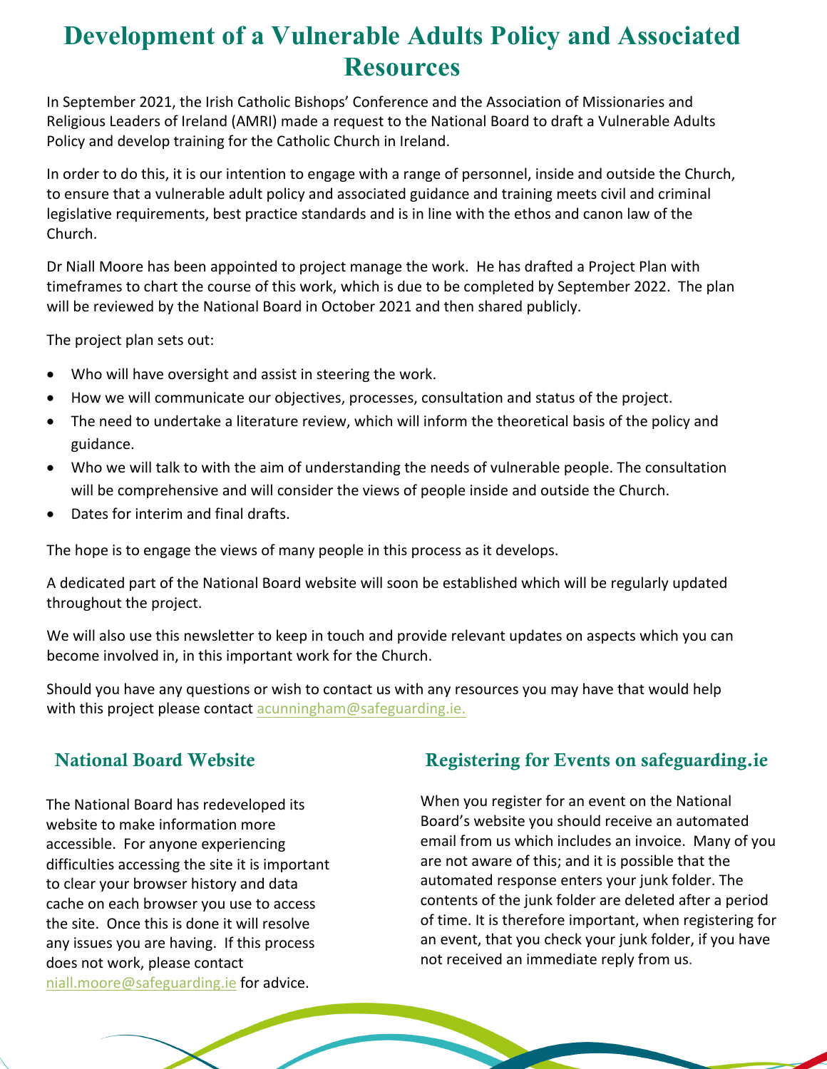# Development of a Vulnerable Adults Policy and Associated Resources

In September 2021, the Irish Catholic Bishops' Conference and the Association of Missionaries and Religious Leaders of Ireland (AMRI) made a request to the National Board to draft a Vulnerable Adults Policy and develop training for the Catholic Church in Ireland.

In order to do this, it is our intention to engage with a range of personnel, inside and outside the Church, to ensure that a vulnerable adult policy and associated guidance and training meets civil and criminal legislative requirements, best practice standards and is in line with the ethos and canon law of the Church.

Dr Niall Moore has been appointed to project manage the work. He has drafted a Project Plan with timeframes to chart the course of this work, which is due to be completed by September 2022. The plan will be reviewed by the National Board in October 2021 and then shared publicly.

The project plan sets out:

- Who will have oversight and assist in steering the work.
- How we will communicate our objectives, processes, consultation and status of the project.
- The need to undertake a literature review, which will inform the theoretical basis of the policy and guidance.
- Who we will talk to with the aim of understanding the needs of vulnerable people. The consultation will be comprehensive and will consider the views of people inside and outside the Church.
- Dates for interim and final drafts.

The hope is to engage the views of many people in this process as it develops.

A dedicated part of the National Board website will soon be established which will be regularly updated throughout the project.

We will also use this newsletter to keep in touch and provide relevant updates on aspects which you can become involved in, in this important work for the Church.

Should you have any questions or wish to contact us with any resources you may have that would help with this project please contact acunningham@safeguarding.ie.

## National Board Website

The National Board has redeveloped its website to make information more accessible. For anyone experiencing difficulties accessing the site it is important to clear your browser history and data cache on each browser you use to access the site. Once this is done it will resolve any issues you are having. If this process does not work, please contact niall.moore@safeguarding.ie for advice.

## Registering for Events on safeguarding.ie

When you register for an event on the National Board's website you should receive an automated email from us which includes an invoice. Many of you are not aware of this; and it is possible that the automated response enters your junk folder. The contents of the junk folder are deleted after a period of time. It is therefore important, when registering for an event, that you check your junk folder, if you have not received an immediate reply from us.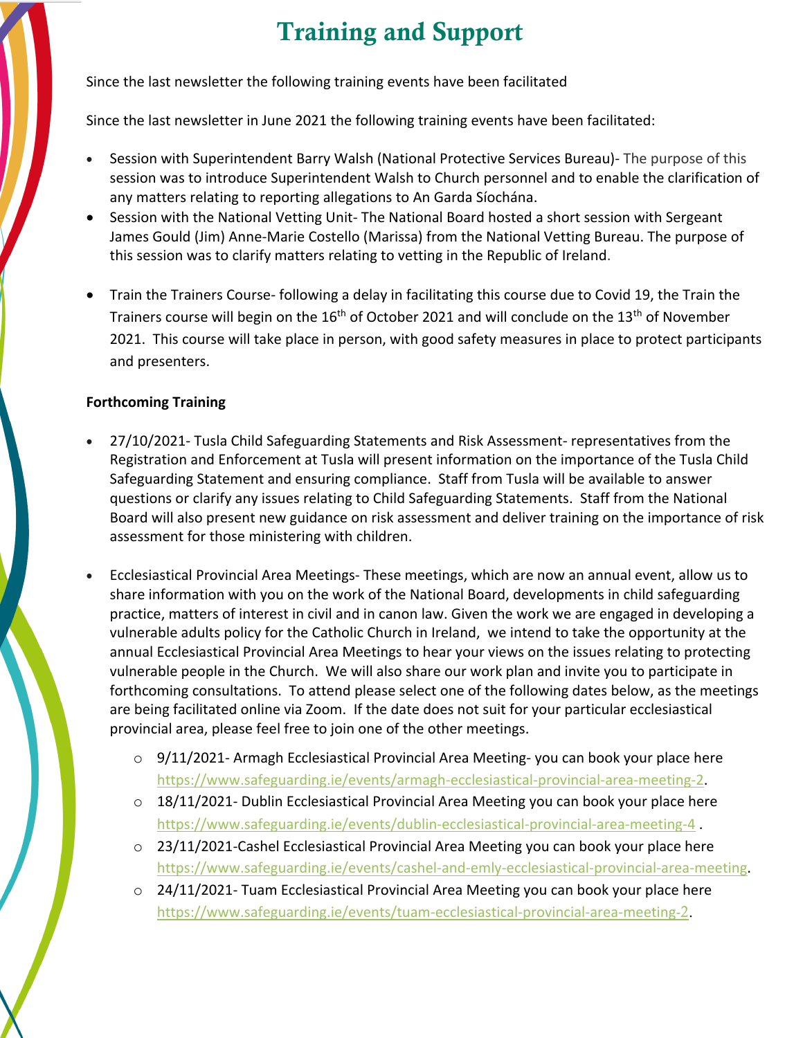# Training and Support

Since the last newsletter the following training events have been facilitated

Since the last newsletter in June 2021 the following training events have been facilitated:

- Session with Superintendent Barry Walsh (National Protective Services Bureau)- The purpose of this session was to introduce Superintendent Walsh to Church personnel and to enable the clarification of any matters relating to reporting allegations to An Garda Síochána.
- Session with the National Vetting Unit- The National Board hosted a short session with Sergeant James Gould (Jim) Anne-Marie Costello (Marissa) from the National Vetting Bureau. The purpose of this session was to clarify matters relating to vetting in the Republic of Ireland.
- Train the Trainers Course- following a delay in facilitating this course due to Covid 19, the Train the Trainers course will begin on the 16th of October 2021 and will conclude on the 13th of November 2021. This course will take place in person, with good safety measures in place to protect participants and presenters.

**Forthcoming Training**

- 27/10/2021- Tusla Child Safeguarding Statements and Risk Assessment- representatives from the Registration and Enforcement at Tusla will present information on the importance of the Tusla Child Safeguarding Statement and ensuring compliance. Staff from Tusla will be available to answer questions or clarify any issues relating to Child Safeguarding Statements. Staff from the National Board will also present new guidance on risk assessment and deliver training on the importance of risk assessment for those ministering with children.
- Ecclesiastical Provincial Area Meetings- These meetings, which are now an annual event, allow us to share information with you on the work of the National Board, developments in child safeguarding practice, matters of interest in civil and in canon law. Given the work we are engaged in developing a vulnerable adults policy for the Catholic Church in Ireland, we intend to take the opportunity at the annual Ecclesiastical Provincial Area Meetings to hear your views on the issues relating to protecting vulnerable people in the Church. We will also share our work plan and invite you to participate in forthcoming consultations. To attend please select one of the following dates below, as the meetings are being facilitated online via Zoom. If the date does not suit for your particular ecclesiastical provincial area, please feel free to join one of the other meetings.
  - 9/11/2021- Armagh Ecclesiastical Provincial Area Meeting- you can book your place here https://www.safeguarding.ie/events/armagh-ecclesiastical-provincial-area-meeting-2.
  - 18/11/2021- Dublin Ecclesiastical Provincial Area Meeting you can book your place here https://www.safeguarding.ie/events/dublin-ecclesiastical-provincial-area-meeting-4 .
  - 23/11/2021-Cashel Ecclesiastical Provincial Area Meeting you can book your place here https://www.safeguarding.ie/events/cashel-and-emly-ecclesiastical-provincial-area-meeting.
  - 24/11/2021- Tuam Ecclesiastical Provincial Area Meeting you can book your place here https://www.safeguarding.ie/events/tuam-ecclesiastical-provincial-area-meeting-2.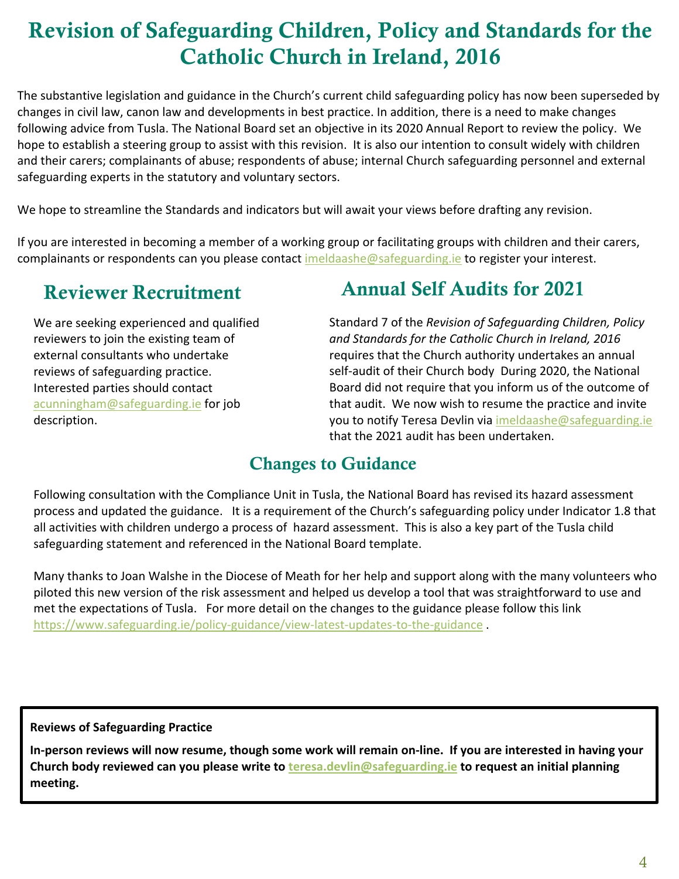# Revision of Safeguarding Children, Policy and Standards for the Catholic Church in Ireland, 2016

The substantive legislation and guidance in the Church's current child safeguarding policy has now been superseded by changes in civil law, canon law and developments in best practice. In addition, there is a need to make changes following advice from Tusla. The National Board set an objective in its 2020 Annual Report to review the policy. We hope to establish a steering group to assist with this revision. It is also our intention to consult widely with children and their carers; complainants of abuse; respondents of abuse; internal Church safeguarding personnel and external safeguarding experts in the statutory and voluntary sectors.

We hope to streamline the Standards and indicators but will await your views before drafting any revision.

If you are interested in becoming a member of a working group or facilitating groups with children and their carers, complainants or respondents can you please contact imeldaashe@safeguarding.ie to register your interest.

## Reviewer Recruitment

We are seeking experienced and qualified reviewers to join the existing team of external consultants who undertake reviews of safeguarding practice. Interested parties should contact acunningham@safeguarding.ie for job description.

## Annual Self Audits for 2021

Standard 7 of the *Revision of Safeguarding Children, Policy and Standards for the Catholic Church in Ireland, 2016* requires that the Church authority undertakes an annual self-audit of their Church body During 2020, the National Board did not require that you inform us of the outcome of that audit. We now wish to resume the practice and invite you to notify Teresa Devlin via imeldaashe@safeguarding.ie that the 2021 audit has been undertaken.

## Changes to Guidance

Following consultation with the Compliance Unit in Tusla, the National Board has revised its hazard assessment process and updated the guidance. It is a requirement of the Church's safeguarding policy under Indicator 1.8 that all activities with children undergo a process of hazard assessment. This is also a key part of the Tusla child safeguarding statement and referenced in the National Board template.

Many thanks to Joan Walshe in the Diocese of Meath for her help and support along with the many volunteers who piloted this new version of the risk assessment and helped us develop a tool that was straightforward to use and met the expectations of Tusla. For more detail on the changes to the guidance please follow this link https://www.safeguarding.ie/policy-guidance/view-latest-updates-to-the-guidance .

**Reviews of Safeguarding Practice**

**In-person reviews will now resume, though some work will remain on-line. If you are interested in having your Church body reviewed can you please write to teresa.devlin@safeguarding.ie to request an initial planning meeting.**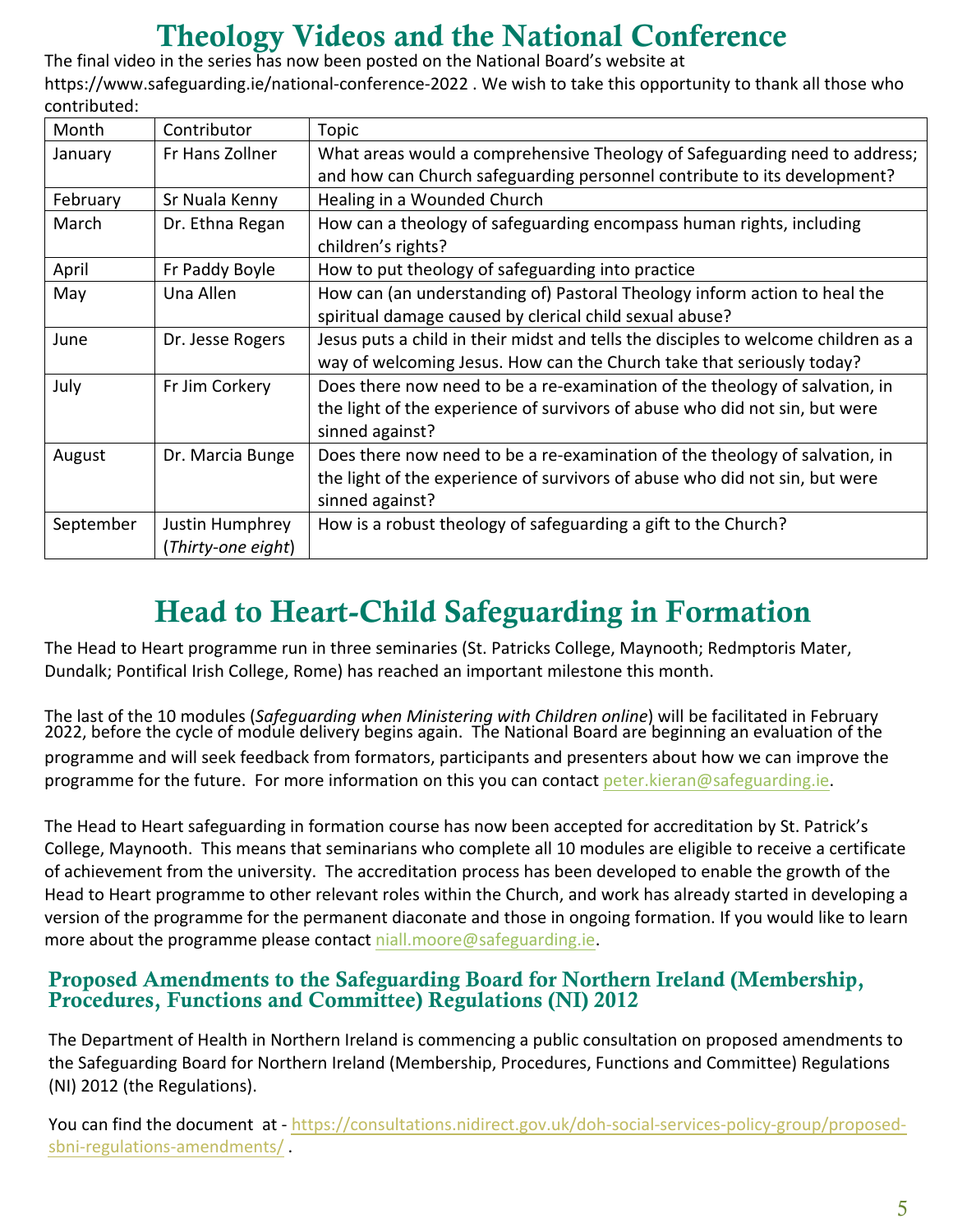# Theology Videos and the National Conference

The final video in the series has now been posted on the National Board's website at https://www.safeguarding.ie/national-conference-2022 . We wish to take this opportunity to thank all those who contributed:

| Month | Contributor | Topic |
|---|---|---|
| January | Fr Hans Zollner | What areas would a comprehensive Theology of Safeguarding need to address; and how can Church safeguarding personnel contribute to its development? |
| February | Sr Nuala Kenny | Healing in a Wounded Church |
| March | Dr. Ethna Regan | How can a theology of safeguarding encompass human rights, including children's rights? |
| April | Fr Paddy Boyle | How to put theology of safeguarding into practice |
| May | Una Allen | How can (an understanding of) Pastoral Theology inform action to heal the spiritual damage caused by clerical child sexual abuse? |
| June | Dr. Jesse Rogers | Jesus puts a child in their midst and tells the disciples to welcome children as a way of welcoming Jesus. How can the Church take that seriously today? |
| July | Fr Jim Corkery | Does there now need to be a re-examination of the theology of salvation, in the light of the experience of survivors of abuse who did not sin, but were sinned against? |
| August | Dr. Marcia Bunge | Does there now need to be a re-examination of the theology of salvation, in the light of the experience of survivors of abuse who did not sin, but were sinned against? |
| September | Justin Humphrey (*Thirty-one eight*) | How is a robust theology of safeguarding a gift to the Church? |

# Head to Heart-Child Safeguarding in Formation

The Head to Heart programme run in three seminaries (St. Patricks College, Maynooth; Redmptoris Mater, Dundalk; Pontifical Irish College, Rome) has reached an important milestone this month.

The last of the 10 modules (*Safeguarding when Ministering with Children online*) will be facilitated in February 2022, before the cycle of module delivery begins again. The National Board are beginning an evaluation of the programme and will seek feedback from formators, participants and presenters about how we can improve the programme for the future. For more information on this you can contact peter.kieran@safeguarding.ie.

The Head to Heart safeguarding in formation course has now been accepted for accreditation by St. Patrick's College, Maynooth. This means that seminarians who complete all 10 modules are eligible to receive a certificate of achievement from the university. The accreditation process has been developed to enable the growth of the Head to Heart programme to other relevant roles within the Church, and work has already started in developing a version of the programme for the permanent diaconate and those in ongoing formation. If you would like to learn more about the programme please contact niall.moore@safeguarding.ie.

## Proposed Amendments to the Safeguarding Board for Northern Ireland (Membership, Procedures, Functions and Committee) Regulations (NI) 2012

The Department of Health in Northern Ireland is commencing a public consultation on proposed amendments to the Safeguarding Board for Northern Ireland (Membership, Procedures, Functions and Committee) Regulations (NI) 2012 (the Regulations).

You can find the document at - https://consultations.nidirect.gov.uk/doh-social-services-policy-group/proposed-sbni-regulations-amendments/ .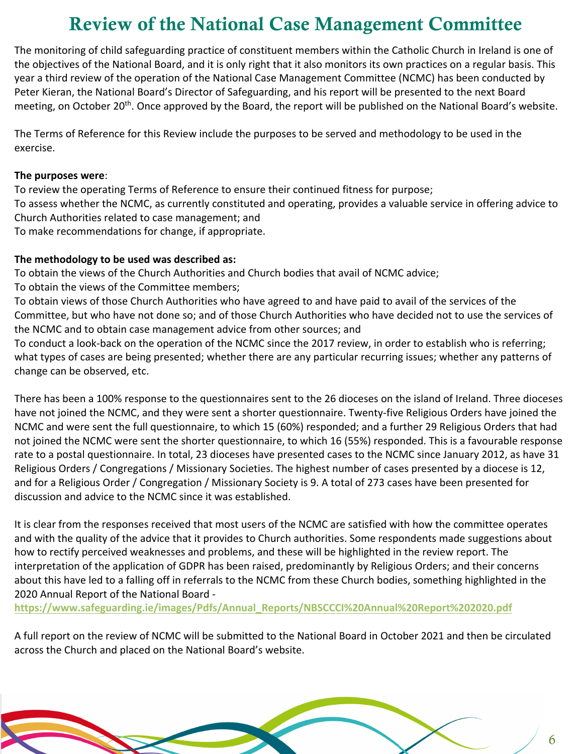# Review of the National Case Management Committee

The monitoring of child safeguarding practice of constituent members within the Catholic Church in Ireland is one of the objectives of the National Board, and it is only right that it also monitors its own practices on a regular basis. This year a third review of the operation of the National Case Management Committee (NCMC) has been conducted by Peter Kieran, the National Board's Director of Safeguarding, and his report will be presented to the next Board meeting, on October 20th. Once approved by the Board, the report will be published on the National Board's website.

The Terms of Reference for this Review include the purposes to be served and methodology to be used in the exercise.

**The purposes were**:

To review the operating Terms of Reference to ensure their continued fitness for purpose;
To assess whether the NCMC, as currently constituted and operating, provides a valuable service in offering advice to Church Authorities related to case management; and
To make recommendations for change, if appropriate.

**The methodology to be used was described as:**

To obtain the views of the Church Authorities and Church bodies that avail of NCMC advice;
To obtain the views of the Committee members;
To obtain views of those Church Authorities who have agreed to and have paid to avail of the services of the Committee, but who have not done so; and of those Church Authorities who have decided not to use the services of the NCMC and to obtain case management advice from other sources; and
To conduct a look-back on the operation of the NCMC since the 2017 review, in order to establish who is referring; what types of cases are being presented; whether there are any particular recurring issues; whether any patterns of change can be observed, etc.

There has been a 100% response to the questionnaires sent to the 26 dioceses on the island of Ireland. Three dioceses have not joined the NCMC, and they were sent a shorter questionnaire. Twenty-five Religious Orders have joined the NCMC and were sent the full questionnaire, to which 15 (60%) responded; and a further 29 Religious Orders that had not joined the NCMC were sent the shorter questionnaire, to which 16 (55%) responded. This is a favourable response rate to a postal questionnaire. In total, 23 dioceses have presented cases to the NCMC since January 2012, as have 31 Religious Orders / Congregations / Missionary Societies. The highest number of cases presented by a diocese is 12, and for a Religious Order / Congregation / Missionary Society is 9. A total of 273 cases have been presented for discussion and advice to the NCMC since it was established.

It is clear from the responses received that most users of the NCMC are satisfied with how the committee operates and with the quality of the advice that it provides to Church authorities. Some respondents made suggestions about how to rectify perceived weaknesses and problems, and these will be highlighted in the review report. The interpretation of the application of GDPR has been raised, predominantly by Religious Orders; and their concerns about this have led to a falling off in referrals to the NCMC from these Church bodies, something highlighted in the 2020 Annual Report of the National Board - https://www.safeguarding.ie/images/Pdfs/Annual_Reports/NBSCCCI%20Annual%20Report%202020.pdf

A full report on the review of NCMC will be submitted to the National Board in October 2021 and then be circulated across the Church and placed on the National Board's website.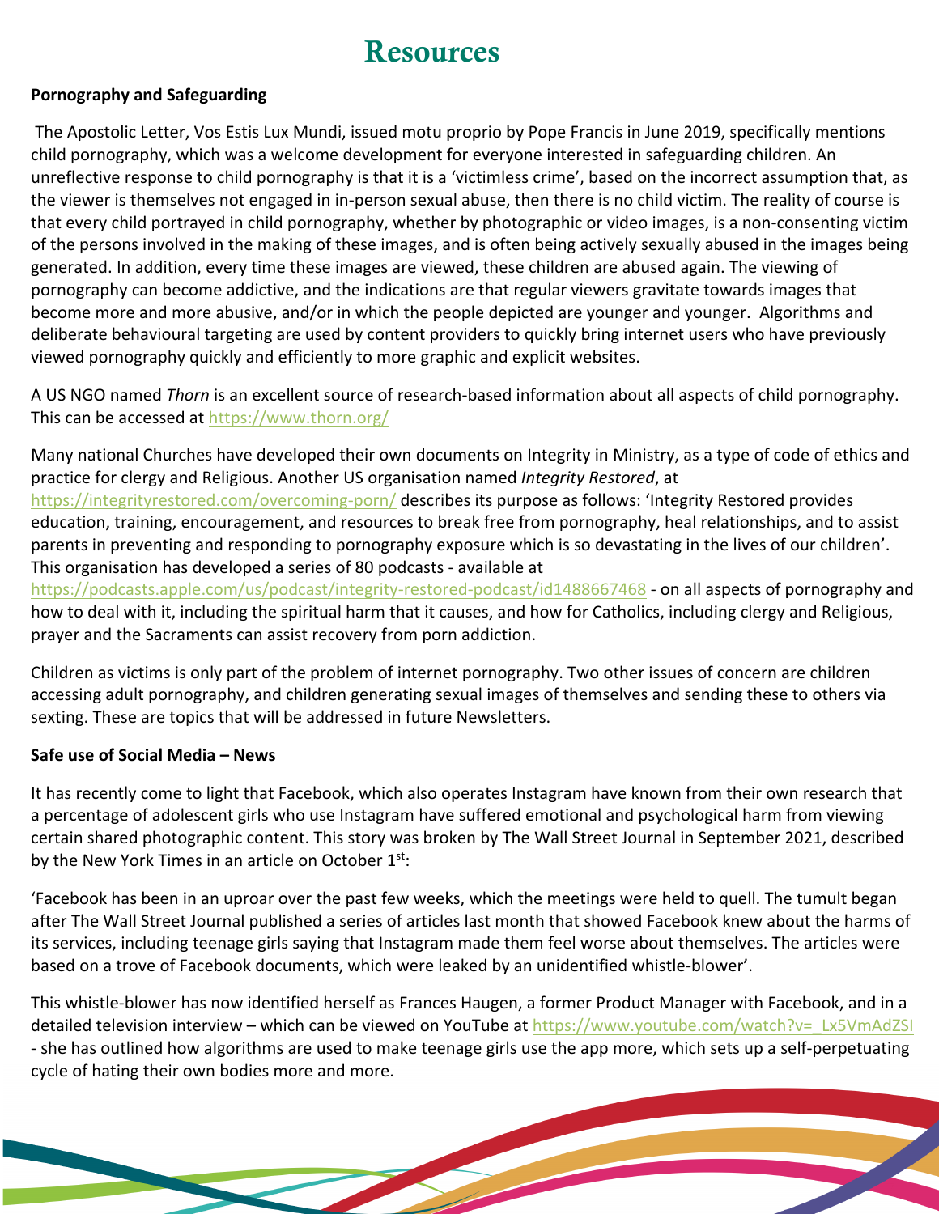# Resources

**Pornography and Safeguarding**

The Apostolic Letter, Vos Estis Lux Mundi, issued motu proprio by Pope Francis in June 2019, specifically mentions child pornography, which was a welcome development for everyone interested in safeguarding children. An unreflective response to child pornography is that it is a 'victimless crime', based on the incorrect assumption that, as the viewer is themselves not engaged in in-person sexual abuse, then there is no child victim. The reality of course is that every child portrayed in child pornography, whether by photographic or video images, is a non-consenting victim of the persons involved in the making of these images, and is often being actively sexually abused in the images being generated. In addition, every time these images are viewed, these children are abused again. The viewing of pornography can become addictive, and the indications are that regular viewers gravitate towards images that become more and more abusive, and/or in which the people depicted are younger and younger. Algorithms and deliberate behavioural targeting are used by content providers to quickly bring internet users who have previously viewed pornography quickly and efficiently to more graphic and explicit websites.

A US NGO named *Thorn* is an excellent source of research-based information about all aspects of child pornography. This can be accessed at https://www.thorn.org/

Many national Churches have developed their own documents on Integrity in Ministry, as a type of code of ethics and practice for clergy and Religious. Another US organisation named *Integrity Restored*, at https://integrityrestored.com/overcoming-porn/ describes its purpose as follows: 'Integrity Restored provides education, training, encouragement, and resources to break free from pornography, heal relationships, and to assist parents in preventing and responding to pornography exposure which is so devastating in the lives of our children'. This organisation has developed a series of 80 podcasts - available at https://podcasts.apple.com/us/podcast/integrity-restored-podcast/id1488667468 - on all aspects of pornography and how to deal with it, including the spiritual harm that it causes, and how for Catholics, including clergy and Religious, prayer and the Sacraments can assist recovery from porn addiction.

Children as victims is only part of the problem of internet pornography. Two other issues of concern are children accessing adult pornography, and children generating sexual images of themselves and sending these to others via sexting. These are topics that will be addressed in future Newsletters.

**Safe use of Social Media – News**

It has recently come to light that Facebook, which also operates Instagram have known from their own research that a percentage of adolescent girls who use Instagram have suffered emotional and psychological harm from viewing certain shared photographic content. This story was broken by The Wall Street Journal in September 2021, described by the New York Times in an article on October 1st:

'Facebook has been in an uproar over the past few weeks, which the meetings were held to quell. The tumult began after The Wall Street Journal published a series of articles last month that showed Facebook knew about the harms of its services, including teenage girls saying that Instagram made them feel worse about themselves. The articles were based on a trove of Facebook documents, which were leaked by an unidentified whistle-blower'.

This whistle-blower has now identified herself as Frances Haugen, a former Product Manager with Facebook, and in a detailed television interview – which can be viewed on YouTube at https://www.youtube.com/watch?v=_Lx5VmAdZSI - she has outlined how algorithms are used to make teenage girls use the app more, which sets up a self-perpetuating cycle of hating their own bodies more and more.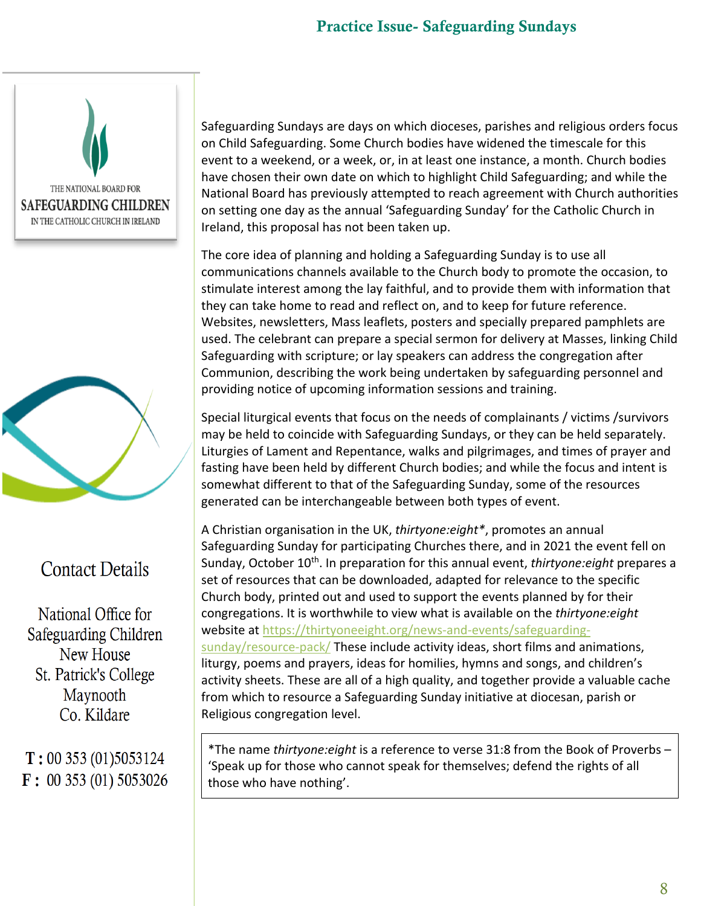# Practice Issue- Safeguarding Sundays

THE NATIONAL BOARD FOR
SAFEGUARDING CHILDREN
IN THE CATHOLIC CHURCH IN IRELAND

Safeguarding Sundays are days on which dioceses, parishes and religious orders focus on Child Safeguarding. Some Church bodies have widened the timescale for this event to a weekend, or a week, or, in at least one instance, a month. Church bodies have chosen their own date on which to highlight Child Safeguarding; and while the National Board has previously attempted to reach agreement with Church authorities on setting one day as the annual 'Safeguarding Sunday' for the Catholic Church in Ireland, this proposal has not been taken up.

The core idea of planning and holding a Safeguarding Sunday is to use all communications channels available to the Church body to promote the occasion, to stimulate interest among the lay faithful, and to provide them with information that they can take home to read and reflect on, and to keep for future reference. Websites, newsletters, Mass leaflets, posters and specially prepared pamphlets are used. The celebrant can prepare a special sermon for delivery at Masses, linking Child Safeguarding with scripture; or lay speakers can address the congregation after Communion, describing the work being undertaken by safeguarding personnel and providing notice of upcoming information sessions and training.

Special liturgical events that focus on the needs of complainants / victims /survivors may be held to coincide with Safeguarding Sundays, or they can be held separately. Liturgies of Lament and Repentance, walks and pilgrimages, and times of prayer and fasting have been held by different Church bodies; and while the focus and intent is somewhat different to that of the Safeguarding Sunday, some of the resources generated can be interchangeable between both types of event.

A Christian organisation in the UK, *thirtyone:eight**, promotes an annual Safeguarding Sunday for participating Churches there, and in 2021 the event fell on Sunday, October 10th. In preparation for this annual event, *thirtyone:eight* prepares a set of resources that can be downloaded, adapted for relevance to the specific Church body, printed out and used to support the events planned by for their congregations. It is worthwhile to view what is available on the *thirtyone:eight* website at https://thirtyoneeight.org/news-and-events/safeguarding-sunday/resource-pack/ These include activity ideas, short films and animations, liturgy, poems and prayers, ideas for homilies, hymns and songs, and children's activity sheets. These are all of a high quality, and together provide a valuable cache from which to resource a Safeguarding Sunday initiative at diocesan, parish or Religious congregation level.

> *The name *thirtyone:eight* is a reference to verse 31:8 from the Book of Proverbs – 'Speak up for those who cannot speak for themselves; defend the rights of all those who have nothing'.

## Contact Details

National Office for Safeguarding Children
New House
St. Patrick's College
Maynooth
Co. Kildare

**T :** 00 353 (01)5053124
**F :** 00 353 (01) 5053026